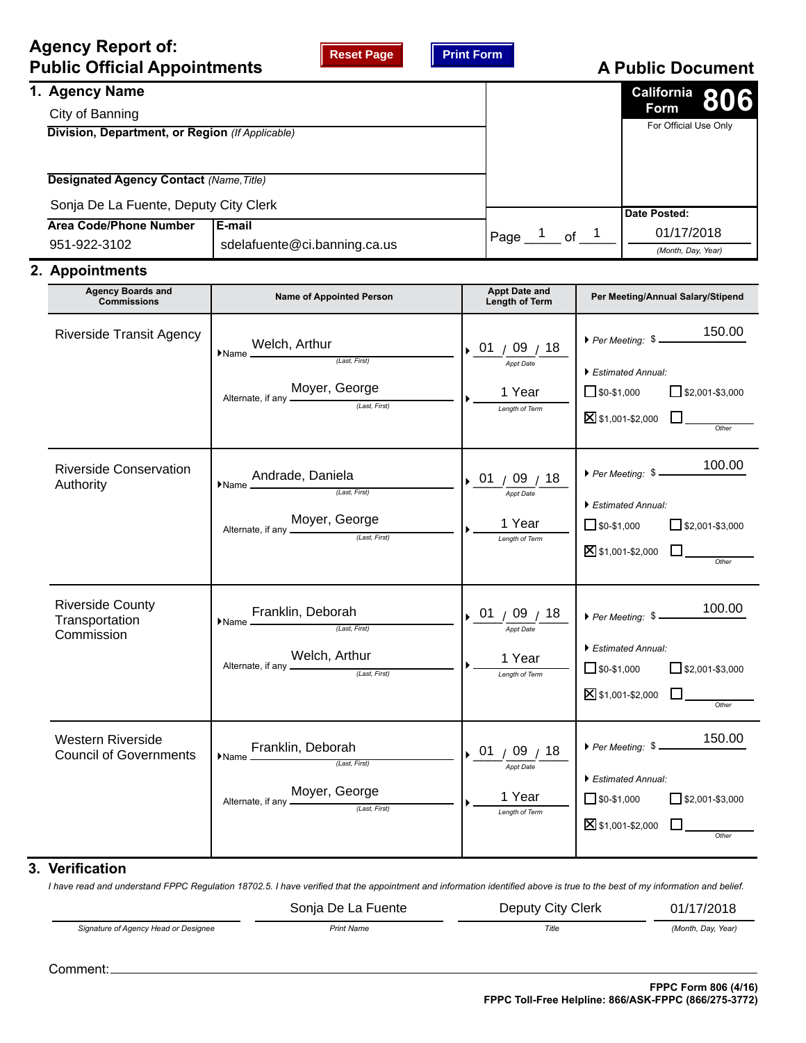# Agency Report of: Public Official Appointments

**A Public Document**

**California Form 806**

For Official Use Only

## 1. Agency Name

City of Banning

**Division, Department, or Region** *(If Applicable)*

**Designated Agency Contact** *(Name, Title)*

Sonja De La Fuente, Deputy City Clerk

| Area Code/Phone Number | E-mail |
|---|---|
| 951-922-3102 | sdelafuente@ci.banning.ca.us |

Page 1 of 1

**Date Posted:** 01/17/2018 *(Month, Day, Year)*

## 2. Appointments

| Agency Boards and Commissions | Name of Appointed Person | Appt Date and Length of Term | Per Meeting/Annual Salary/Stipend |
|---|---|---|---|
| Riverside Transit Agency | Name: Welch, Arthur (Last, First)<br>Alternate, if any: Moyer, George (Last, First) | Appt Date: 01 / 09 / 18<br>Length of Term: 1 Year | Per Meeting: $ 150.00<br>Estimated Annual:<br>☐ $0-$1,000 ☐ $2,001-$3,000<br>☒ $1,001-$2,000 ☐ Other |
| Riverside Conservation Authority | Name: Andrade, Daniela (Last, First)<br>Alternate, if any: Moyer, George (Last, First) | Appt Date: 01 / 09 / 18<br>Length of Term: 1 Year | Per Meeting: $ 100.00<br>Estimated Annual:<br>☐ $0-$1,000 ☐ $2,001-$3,000<br>☒ $1,001-$2,000 ☐ Other |
| Riverside County Transportation Commission | Name: Franklin, Deborah (Last, First)<br>Alternate, if any: Welch, Arthur (Last, First) | Appt Date: 01 / 09 / 18<br>Length of Term: 1 Year | Per Meeting: $ 100.00<br>Estimated Annual:<br>☐ $0-$1,000 ☐ $2,001-$3,000<br>☒ $1,001-$2,000 ☐ Other |
| Western Riverside Council of Governments | Name: Franklin, Deborah (Last, First)<br>Alternate, if any: Moyer, George (Last, First) | Appt Date: 01 / 09 / 18<br>Length of Term: 1 Year | Per Meeting: $ 150.00<br>Estimated Annual:<br>☐ $0-$1,000 ☐ $2,001-$3,000<br>☒ $1,001-$2,000 ☐ Other |

## 3. Verification

*I have read and understand FPPC Regulation 18702.5. I have verified that the appointment and information identified above is true to the best of my information and belief.*

| Signature of Agency Head or Designee | Print Name | Title | (Month, Day, Year) |
|---|---|---|---|
| | Sonja De La Fuente | Deputy City Clerk | 01/17/2018 |

Comment:

**FPPC Form 806 (4/16)**
**FPPC Toll-Free Helpline: 866/ASK-FPPC (866/275-3772)**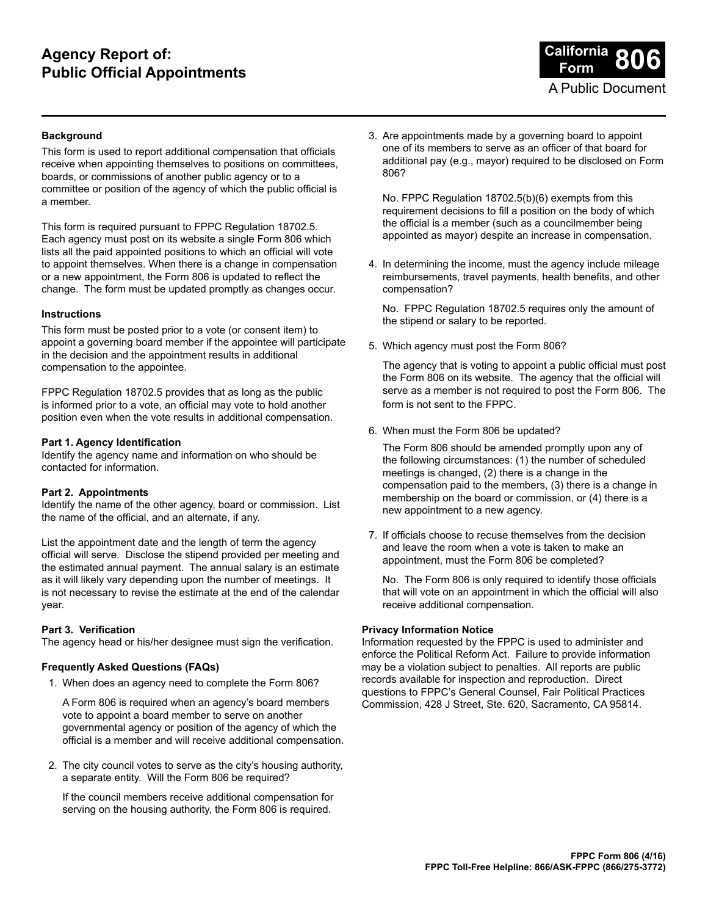# Agency Report of: Public Official Appointments

**California Form 806**

A Public Document

### Background

This form is used to report additional compensation that officials receive when appointing themselves to positions on committees, boards, or commissions of another public agency or to a committee or position of the agency of which the public official is a member.

This form is required pursuant to FPPC Regulation 18702.5. Each agency must post on its website a single Form 806 which lists all the paid appointed positions to which an official will vote to appoint themselves. When there is a change in compensation or a new appointment, the Form 806 is updated to reflect the change. The form must be updated promptly as changes occur.

### Instructions

This form must be posted prior to a vote (or consent item) to appoint a governing board member if the appointee will participate in the decision and the appointment results in additional compensation to the appointee.

FPPC Regulation 18702.5 provides that as long as the public is informed prior to a vote, an official may vote to hold another position even when the vote results in additional compensation.

**Part 1. Agency Identification**
Identify the agency name and information on who should be contacted for information.

**Part 2. Appointments**
Identify the name of the other agency, board or commission. List the name of the official, and an alternate, if any.

List the appointment date and the length of term the agency official will serve. Disclose the stipend provided per meeting and the estimated annual payment. The annual salary is an estimate as it will likely vary depending upon the number of meetings. It is not necessary to revise the estimate at the end of the calendar year.

**Part 3. Verification**
The agency head or his/her designee must sign the verification.

### Frequently Asked Questions (FAQs)

1. When does an agency need to complete the Form 806?

   A Form 806 is required when an agency's board members vote to appoint a board member to serve on another governmental agency or position of the agency of which the official is a member and will receive additional compensation.

2. The city council votes to serve as the city's housing authority, a separate entity. Will the Form 806 be required?

   If the council members receive additional compensation for serving on the housing authority, the Form 806 is required.

3. Are appointments made by a governing board to appoint one of its members to serve as an officer of that board for additional pay (e.g., mayor) required to be disclosed on Form 806?

   No. FPPC Regulation 18702.5(b)(6) exempts from this requirement decisions to fill a position on the body of which the official is a member (such as a councilmember being appointed as mayor) despite an increase in compensation.

4. In determining the income, must the agency include mileage reimbursements, travel payments, health benefits, and other compensation?

   No. FPPC Regulation 18702.5 requires only the amount of the stipend or salary to be reported.

5. Which agency must post the Form 806?

   The agency that is voting to appoint a public official must post the Form 806 on its website. The agency that the official will serve as a member is not required to post the Form 806. The form is not sent to the FPPC.

6. When must the Form 806 be updated?

   The Form 806 should be amended promptly upon any of the following circumstances: (1) the number of scheduled meetings is changed, (2) there is a change in the compensation paid to the members, (3) there is a change in membership on the board or commission, or (4) there is a new appointment to a new agency.

7. If officials choose to recuse themselves from the decision and leave the room when a vote is taken to make an appointment, must the Form 806 be completed?

   No. The Form 806 is only required to identify those officials that will vote on an appointment in which the official will also receive additional compensation.

### Privacy Information Notice

Information requested by the FPPC is used to administer and enforce the Political Reform Act. Failure to provide information may be a violation subject to penalties. All reports are public records available for inspection and reproduction. Direct questions to FPPC's General Counsel, Fair Political Practices Commission, 428 J Street, Ste. 620, Sacramento, CA 95814.

**FPPC Form 806 (4/16)**
**FPPC Toll-Free Helpline: 866/ASK-FPPC (866/275-3772)**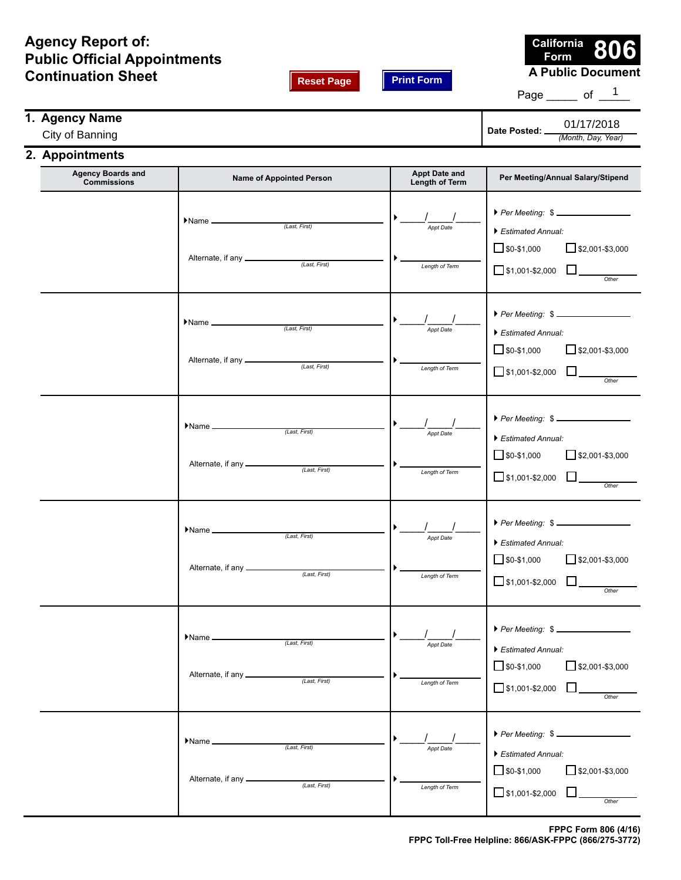# Agency Report of: Public Official Appointments Continuation Sheet

**California Form 806**

**A Public Document**

Page _____ of 1

## 1. Agency Name

City of Banning

**Date Posted:** 01/17/2018 *(Month, Day, Year)*

## 2. Appointments

| Agency Boards and Commissions | Name of Appointed Person | Appt Date and Length of Term | Per Meeting/Annual Salary/Stipend |
|---|---|---|---|
| | ▸Name ______ *(Last, First)*<br>Alternate, if any ______ *(Last, First)* | ▸ ___/___/___ *Appt Date*<br>▸ ______ *Length of Term* | ▸ *Per Meeting:* $ ______<br>▸ *Estimated Annual:*<br>☐ $0-$1,000 ☐ $2,001-$3,000<br>☐ $1,001-$2,000 ☐ ______ *Other* |
| | ▸Name ______ *(Last, First)*<br>Alternate, if any ______ *(Last, First)* | ▸ ___/___/___ *Appt Date*<br>▸ ______ *Length of Term* | ▸ *Per Meeting:* $ ______<br>▸ *Estimated Annual:*<br>☐ $0-$1,000 ☐ $2,001-$3,000<br>☐ $1,001-$2,000 ☐ ______ *Other* |
| | ▸Name ______ *(Last, First)*<br>Alternate, if any ______ *(Last, First)* | ▸ ___/___/___ *Appt Date*<br>▸ ______ *Length of Term* | ▸ *Per Meeting:* $ ______<br>▸ *Estimated Annual:*<br>☐ $0-$1,000 ☐ $2,001-$3,000<br>☐ $1,001-$2,000 ☐ ______ *Other* |
| | ▸Name ______ *(Last, First)*<br>Alternate, if any ______ *(Last, First)* | ▸ ___/___/___ *Appt Date*<br>▸ ______ *Length of Term* | ▸ *Per Meeting:* $ ______<br>▸ *Estimated Annual:*<br>☐ $0-$1,000 ☐ $2,001-$3,000<br>☐ $1,001-$2,000 ☐ ______ *Other* |
| | ▸Name ______ *(Last, First)*<br>Alternate, if any ______ *(Last, First)* | ▸ ___/___/___ *Appt Date*<br>▸ ______ *Length of Term* | ▸ *Per Meeting:* $ ______<br>▸ *Estimated Annual:*<br>☐ $0-$1,000 ☐ $2,001-$3,000<br>☐ $1,001-$2,000 ☐ ______ *Other* |
| | ▸Name ______ *(Last, First)*<br>Alternate, if any ______ *(Last, First)* | ▸ ___/___/___ *Appt Date*<br>▸ ______ *Length of Term* | ▸ *Per Meeting:* $ ______<br>▸ *Estimated Annual:*<br>☐ $0-$1,000 ☐ $2,001-$3,000<br>☐ $1,001-$2,000 ☐ ______ *Other* |

**FPPC Form 806 (4/16)**
**FPPC Toll-Free Helpline: 866/ASK-FPPC (866/275-3772)**